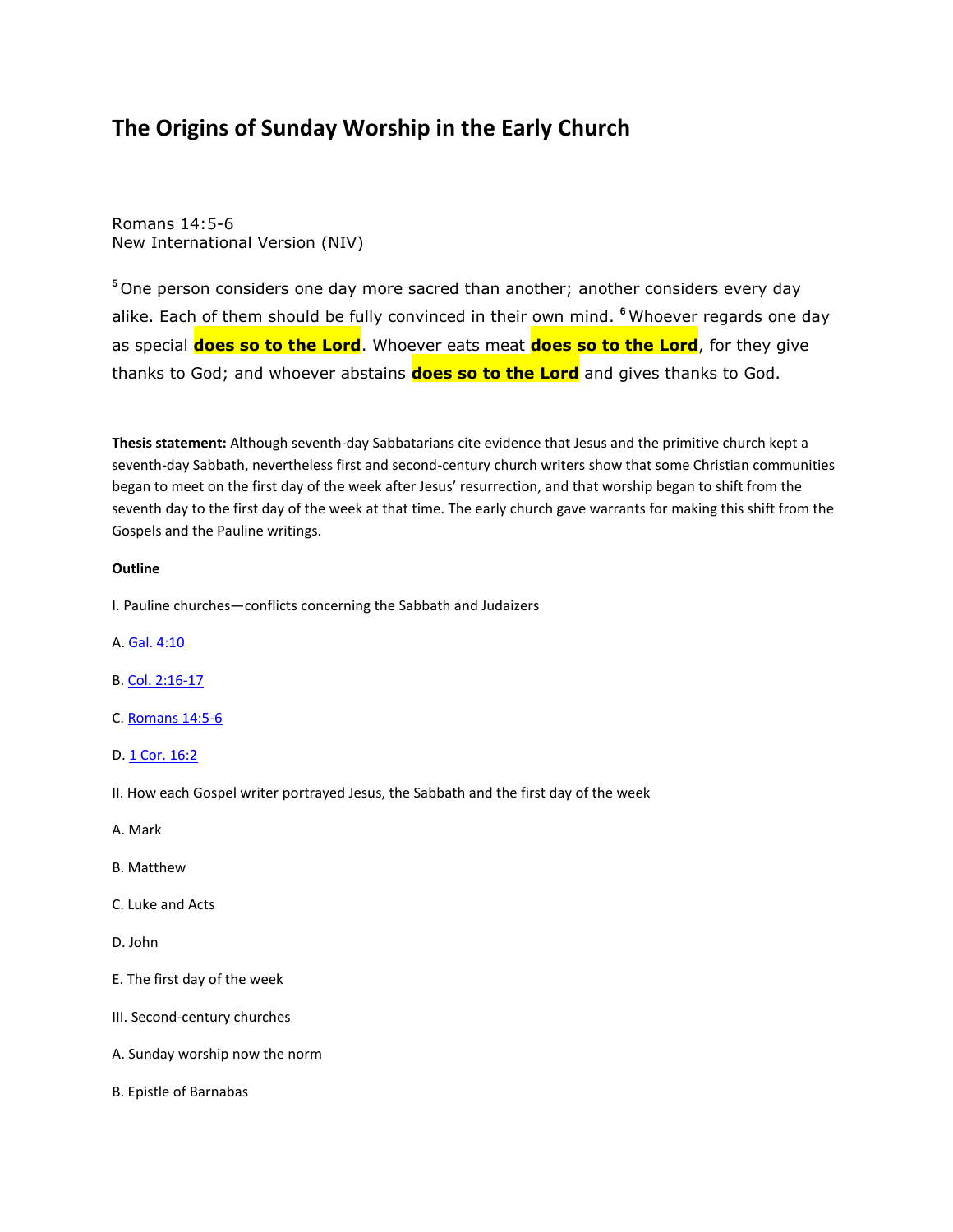# The Origins of Sunday Worship in the Early Church

Romans 14:5-6
New International Version (NIV)

[5] One person considers one day more sacred than another; another considers every day alike. Each of them should be fully convinced in their own mind. [6] Whoever regards one day as special **does so to the Lord**. Whoever eats meat **does so to the Lord**, for they give thanks to God; and whoever abstains **does so to the Lord** and gives thanks to God.

**Thesis statement:** Although seventh-day Sabbatarians cite evidence that Jesus and the primitive church kept a seventh-day Sabbath, nevertheless first and second-century church writers show that some Christian communities began to meet on the first day of the week after Jesus' resurrection, and that worship began to shift from the seventh day to the first day of the week at that time. The early church gave warrants for making this shift from the Gospels and the Pauline writings.

**Outline**

I. Pauline churches—conflicts concerning the Sabbath and Judaizers

A. Gal. 4:10

B. Col. 2:16-17

C. Romans 14:5-6

D. 1 Cor. 16:2

II. How each Gospel writer portrayed Jesus, the Sabbath and the first day of the week

A. Mark

B. Matthew

C. Luke and Acts

D. John

E. The first day of the week

III. Second-century churches

A. Sunday worship now the norm

B. Epistle of Barnabas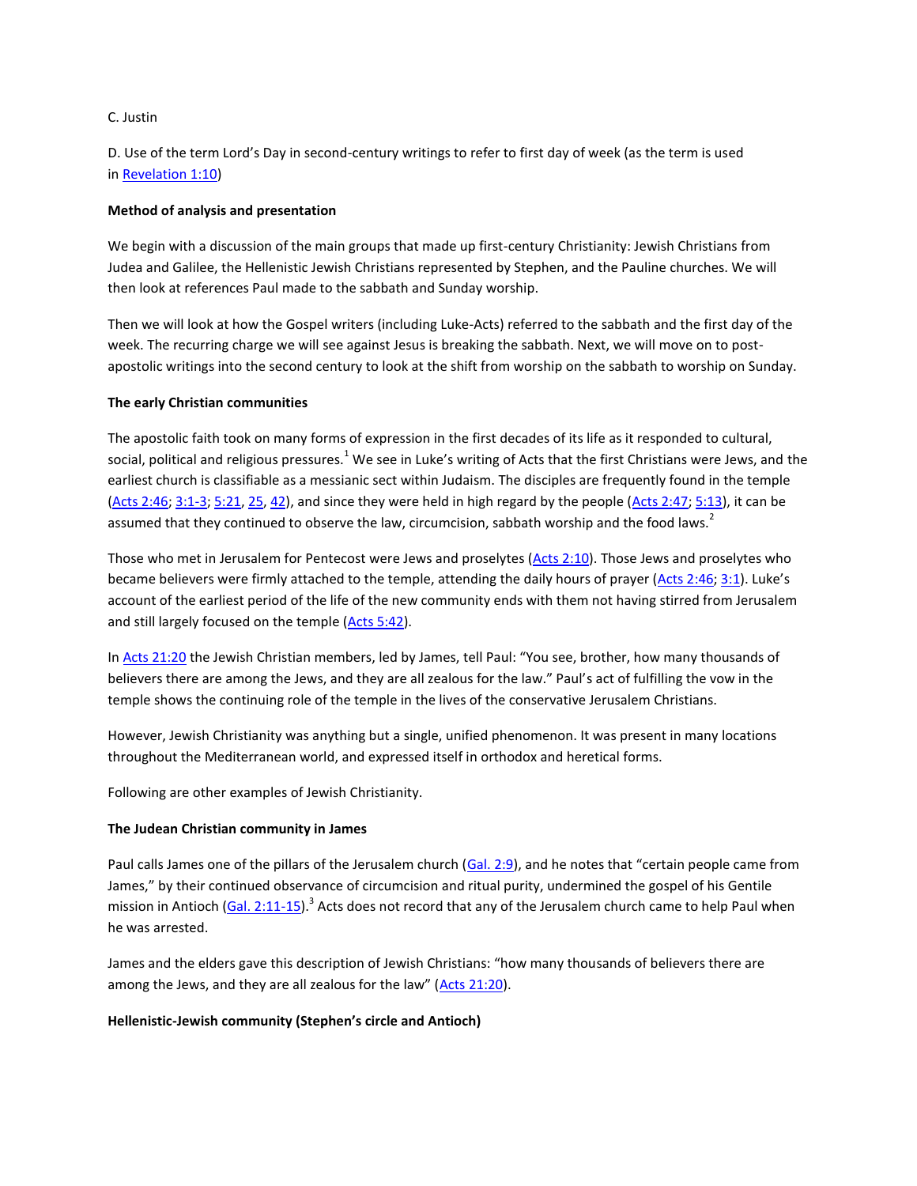C. Justin

D. Use of the term Lord's Day in second-century writings to refer to first day of week (as the term is used in Revelation 1:10)

**Method of analysis and presentation**

We begin with a discussion of the main groups that made up first-century Christianity: Jewish Christians from Judea and Galilee, the Hellenistic Jewish Christians represented by Stephen, and the Pauline churches. We will then look at references Paul made to the sabbath and Sunday worship.

Then we will look at how the Gospel writers (including Luke-Acts) referred to the sabbath and the first day of the week. The recurring charge we will see against Jesus is breaking the sabbath. Next, we will move on to post-apostolic writings into the second century to look at the shift from worship on the sabbath to worship on Sunday.

**The early Christian communities**

The apostolic faith took on many forms of expression in the first decades of its life as it responded to cultural, social, political and religious pressures.[1] We see in Luke's writing of Acts that the first Christians were Jews, and the earliest church is classifiable as a messianic sect within Judaism. The disciples are frequently found in the temple (Acts 2:46; 3:1-3; 5:21, 25, 42), and since they were held in high regard by the people (Acts 2:47; 5:13), it can be assumed that they continued to observe the law, circumcision, sabbath worship and the food laws.[2]

Those who met in Jerusalem for Pentecost were Jews and proselytes (Acts 2:10). Those Jews and proselytes who became believers were firmly attached to the temple, attending the daily hours of prayer (Acts 2:46; 3:1). Luke's account of the earliest period of the life of the new community ends with them not having stirred from Jerusalem and still largely focused on the temple (Acts 5:42).

In Acts 21:20 the Jewish Christian members, led by James, tell Paul: "You see, brother, how many thousands of believers there are among the Jews, and they are all zealous for the law." Paul's act of fulfilling the vow in the temple shows the continuing role of the temple in the lives of the conservative Jerusalem Christians.

However, Jewish Christianity was anything but a single, unified phenomenon. It was present in many locations throughout the Mediterranean world, and expressed itself in orthodox and heretical forms.

Following are other examples of Jewish Christianity.

**The Judean Christian community in James**

Paul calls James one of the pillars of the Jerusalem church (Gal. 2:9), and he notes that "certain people came from James," by their continued observance of circumcision and ritual purity, undermined the gospel of his Gentile mission in Antioch (Gal. 2:11-15).[3] Acts does not record that any of the Jerusalem church came to help Paul when he was arrested.

James and the elders gave this description of Jewish Christians: "how many thousands of believers there are among the Jews, and they are all zealous for the law" (Acts 21:20).

**Hellenistic-Jewish community (Stephen's circle and Antioch)**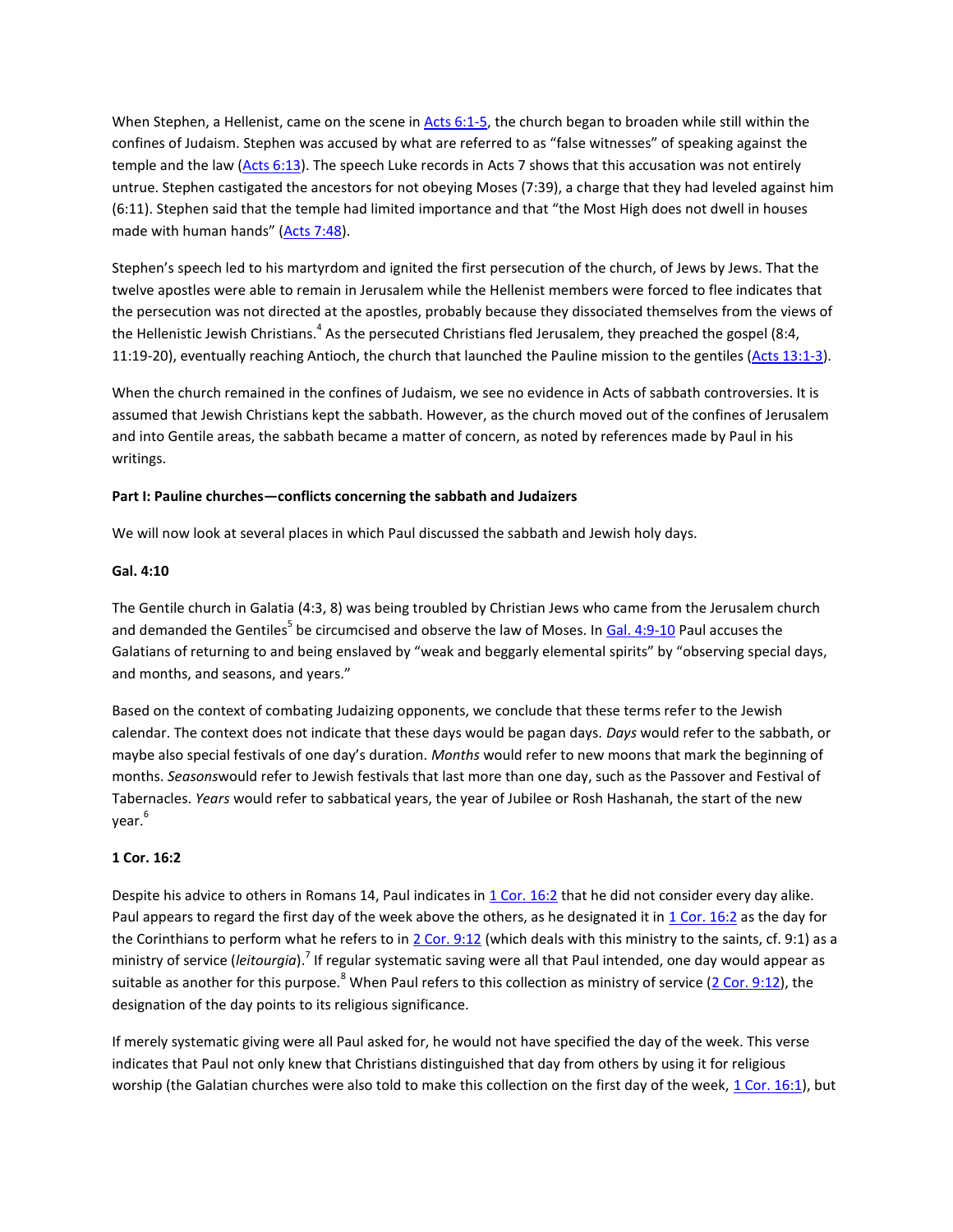When Stephen, a Hellenist, came on the scene in Acts 6:1-5, the church began to broaden while still within the confines of Judaism. Stephen was accused by what are referred to as "false witnesses" of speaking against the temple and the law (Acts 6:13). The speech Luke records in Acts 7 shows that this accusation was not entirely untrue. Stephen castigated the ancestors for not obeying Moses (7:39), a charge that they had leveled against him (6:11). Stephen said that the temple had limited importance and that "the Most High does not dwell in houses made with human hands" (Acts 7:48).

Stephen's speech led to his martyrdom and ignited the first persecution of the church, of Jews by Jews. That the twelve apostles were able to remain in Jerusalem while the Hellenist members were forced to flee indicates that the persecution was not directed at the apostles, probably because they dissociated themselves from the views of the Hellenistic Jewish Christians.[4] As the persecuted Christians fled Jerusalem, they preached the gospel (8:4, 11:19-20), eventually reaching Antioch, the church that launched the Pauline mission to the gentiles (Acts 13:1-3).

When the church remained in the confines of Judaism, we see no evidence in Acts of sabbath controversies. It is assumed that Jewish Christians kept the sabbath. However, as the church moved out of the confines of Jerusalem and into Gentile areas, the sabbath became a matter of concern, as noted by references made by Paul in his writings.

**Part I: Pauline churches—conflicts concerning the sabbath and Judaizers**

We will now look at several places in which Paul discussed the sabbath and Jewish holy days.

**Gal. 4:10**

The Gentile church in Galatia (4:3, 8) was being troubled by Christian Jews who came from the Jerusalem church and demanded the Gentiles[5] be circumcised and observe the law of Moses. In Gal. 4:9-10 Paul accuses the Galatians of returning to and being enslaved by "weak and beggarly elemental spirits" by "observing special days, and months, and seasons, and years."

Based on the context of combating Judaizing opponents, we conclude that these terms refer to the Jewish calendar. The context does not indicate that these days would be pagan days. *Days* would refer to the sabbath, or maybe also special festivals of one day's duration. *Months* would refer to new moons that mark the beginning of months. *Seasons* would refer to Jewish festivals that last more than one day, such as the Passover and Festival of Tabernacles. *Years* would refer to sabbatical years, the year of Jubilee or Rosh Hashanah, the start of the new year.[6]

**1 Cor. 16:2**

Despite his advice to others in Romans 14, Paul indicates in 1 Cor. 16:2 that he did not consider every day alike. Paul appears to regard the first day of the week above the others, as he designated it in 1 Cor. 16:2 as the day for the Corinthians to perform what he refers to in 2 Cor. 9:12 (which deals with this ministry to the saints, cf. 9:1) as a ministry of service (*leitourgia*).[7] If regular systematic saving were all that Paul intended, one day would appear as suitable as another for this purpose.[8] When Paul refers to this collection as ministry of service (2 Cor. 9:12), the designation of the day points to its religious significance.

If merely systematic giving were all Paul asked for, he would not have specified the day of the week. This verse indicates that Paul not only knew that Christians distinguished that day from others by using it for religious worship (the Galatian churches were also told to make this collection on the first day of the week, 1 Cor. 16:1), but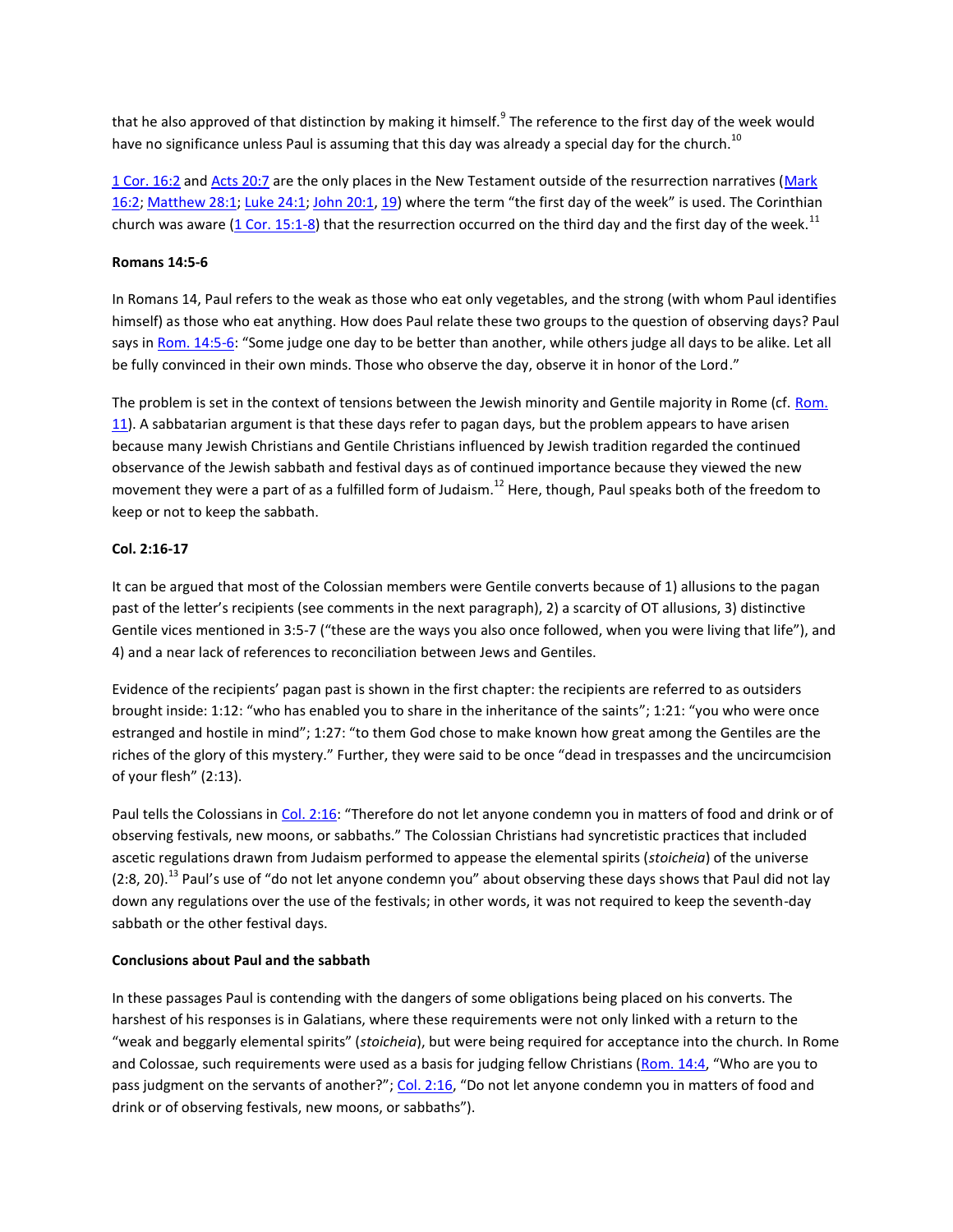that he also approved of that distinction by making it himself.[9] The reference to the first day of the week would have no significance unless Paul is assuming that this day was already a special day for the church.[10]

1 Cor. 16:2 and Acts 20:7 are the only places in the New Testament outside of the resurrection narratives (Mark 16:2; Matthew 28:1; Luke 24:1; John 20:1, 19) where the term "the first day of the week" is used. The Corinthian church was aware (1 Cor. 15:1-8) that the resurrection occurred on the third day and the first day of the week.[11]

**Romans 14:5-6**

In Romans 14, Paul refers to the weak as those who eat only vegetables, and the strong (with whom Paul identifies himself) as those who eat anything. How does Paul relate these two groups to the question of observing days? Paul says in Rom. 14:5-6: "Some judge one day to be better than another, while others judge all days to be alike. Let all be fully convinced in their own minds. Those who observe the day, observe it in honor of the Lord."

The problem is set in the context of tensions between the Jewish minority and Gentile majority in Rome (cf. Rom. 11). A sabbatarian argument is that these days refer to pagan days, but the problem appears to have arisen because many Jewish Christians and Gentile Christians influenced by Jewish tradition regarded the continued observance of the Jewish sabbath and festival days as of continued importance because they viewed the new movement they were a part of as a fulfilled form of Judaism.[12] Here, though, Paul speaks both of the freedom to keep or not to keep the sabbath.

**Col. 2:16-17**

It can be argued that most of the Colossian members were Gentile converts because of 1) allusions to the pagan past of the letter's recipients (see comments in the next paragraph), 2) a scarcity of OT allusions, 3) distinctive Gentile vices mentioned in 3:5-7 ("these are the ways you also once followed, when you were living that life"), and 4) and a near lack of references to reconciliation between Jews and Gentiles.

Evidence of the recipients' pagan past is shown in the first chapter: the recipients are referred to as outsiders brought inside: 1:12: "who has enabled you to share in the inheritance of the saints"; 1:21: "you who were once estranged and hostile in mind"; 1:27: "to them God chose to make known how great among the Gentiles are the riches of the glory of this mystery." Further, they were said to be once "dead in trespasses and the uncircumcision of your flesh" (2:13).

Paul tells the Colossians in Col. 2:16: "Therefore do not let anyone condemn you in matters of food and drink or of observing festivals, new moons, or sabbaths." The Colossian Christians had syncretistic practices that included ascetic regulations drawn from Judaism performed to appease the elemental spirits (*stoicheia*) of the universe (2:8, 20).[13] Paul's use of "do not let anyone condemn you" about observing these days shows that Paul did not lay down any regulations over the use of the festivals; in other words, it was not required to keep the seventh-day sabbath or the other festival days.

**Conclusions about Paul and the sabbath**

In these passages Paul is contending with the dangers of some obligations being placed on his converts. The harshest of his responses is in Galatians, where these requirements were not only linked with a return to the "weak and beggarly elemental spirits" (*stoicheia*), but were being required for acceptance into the church. In Rome and Colossae, such requirements were used as a basis for judging fellow Christians (Rom. 14:4, "Who are you to pass judgment on the servants of another?"; Col. 2:16, "Do not let anyone condemn you in matters of food and drink or of observing festivals, new moons, or sabbaths").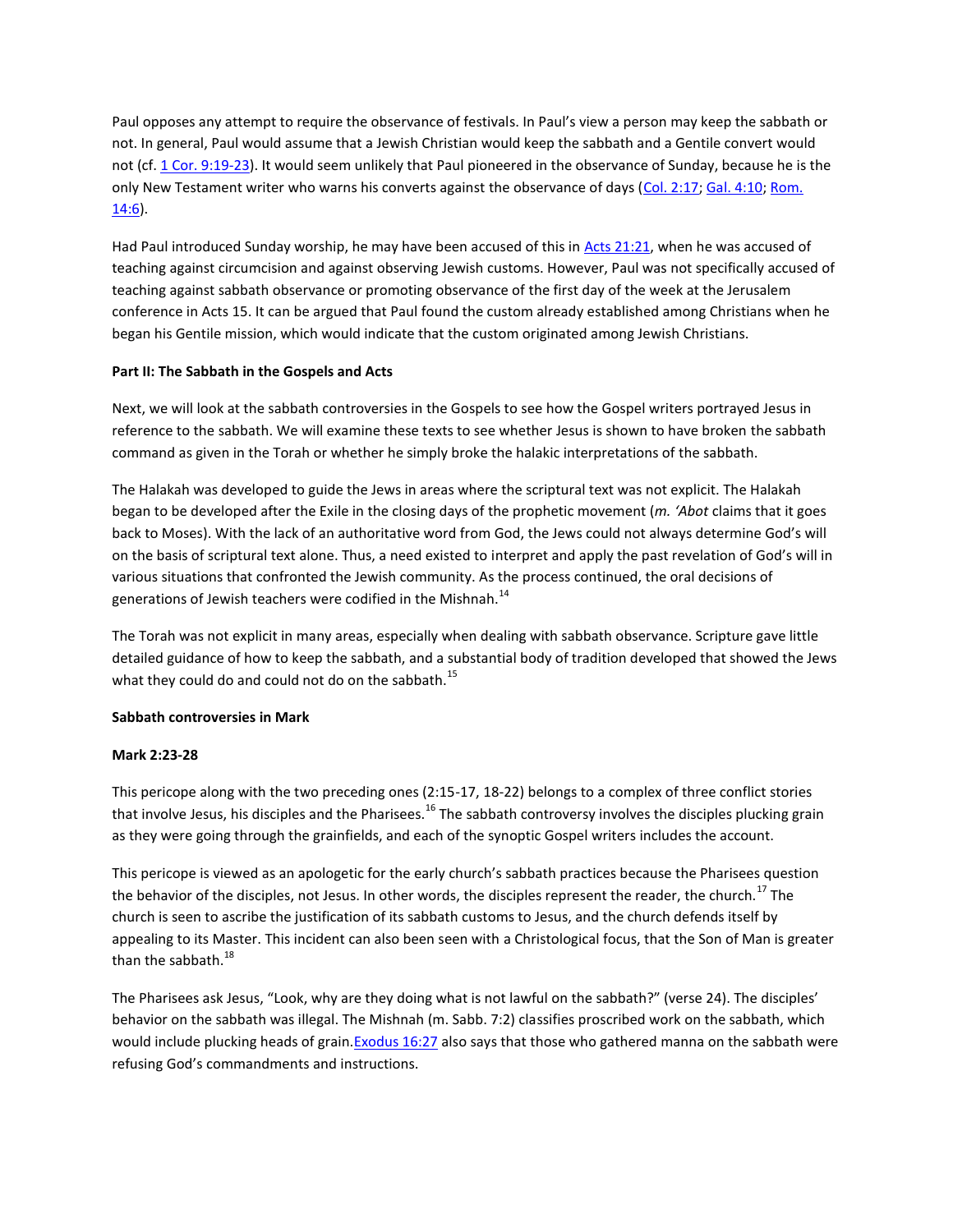Paul opposes any attempt to require the observance of festivals. In Paul's view a person may keep the sabbath or not. In general, Paul would assume that a Jewish Christian would keep the sabbath and a Gentile convert would not (cf. 1 Cor. 9:19-23). It would seem unlikely that Paul pioneered in the observance of Sunday, because he is the only New Testament writer who warns his converts against the observance of days (Col. 2:17; Gal. 4:10; Rom. 14:6).

Had Paul introduced Sunday worship, he may have been accused of this in Acts 21:21, when he was accused of teaching against circumcision and against observing Jewish customs. However, Paul was not specifically accused of teaching against sabbath observance or promoting observance of the first day of the week at the Jerusalem conference in Acts 15. It can be argued that Paul found the custom already established among Christians when he began his Gentile mission, which would indicate that the custom originated among Jewish Christians.

**Part II: The Sabbath in the Gospels and Acts**

Next, we will look at the sabbath controversies in the Gospels to see how the Gospel writers portrayed Jesus in reference to the sabbath. We will examine these texts to see whether Jesus is shown to have broken the sabbath command as given in the Torah or whether he simply broke the halakic interpretations of the sabbath.

The Halakah was developed to guide the Jews in areas where the scriptural text was not explicit. The Halakah began to be developed after the Exile in the closing days of the prophetic movement (*m. 'Abot* claims that it goes back to Moses). With the lack of an authoritative word from God, the Jews could not always determine God's will on the basis of scriptural text alone. Thus, a need existed to interpret and apply the past revelation of God's will in various situations that confronted the Jewish community. As the process continued, the oral decisions of generations of Jewish teachers were codified in the Mishnah.[14]

The Torah was not explicit in many areas, especially when dealing with sabbath observance. Scripture gave little detailed guidance of how to keep the sabbath, and a substantial body of tradition developed that showed the Jews what they could do and could not do on the sabbath.[15]

**Sabbath controversies in Mark**

**Mark 2:23-28**

This pericope along with the two preceding ones (2:15-17, 18-22) belongs to a complex of three conflict stories that involve Jesus, his disciples and the Pharisees.[16] The sabbath controversy involves the disciples plucking grain as they were going through the grainfields, and each of the synoptic Gospel writers includes the account.

This pericope is viewed as an apologetic for the early church's sabbath practices because the Pharisees question the behavior of the disciples, not Jesus. In other words, the disciples represent the reader, the church.[17] The church is seen to ascribe the justification of its sabbath customs to Jesus, and the church defends itself by appealing to its Master. This incident can also been seen with a Christological focus, that the Son of Man is greater than the sabbath.[18]

The Pharisees ask Jesus, "Look, why are they doing what is not lawful on the sabbath?" (verse 24). The disciples' behavior on the sabbath was illegal. The Mishnah (m. Sabb. 7:2) classifies proscribed work on the sabbath, which would include plucking heads of grain. Exodus 16:27 also says that those who gathered manna on the sabbath were refusing God's commandments and instructions.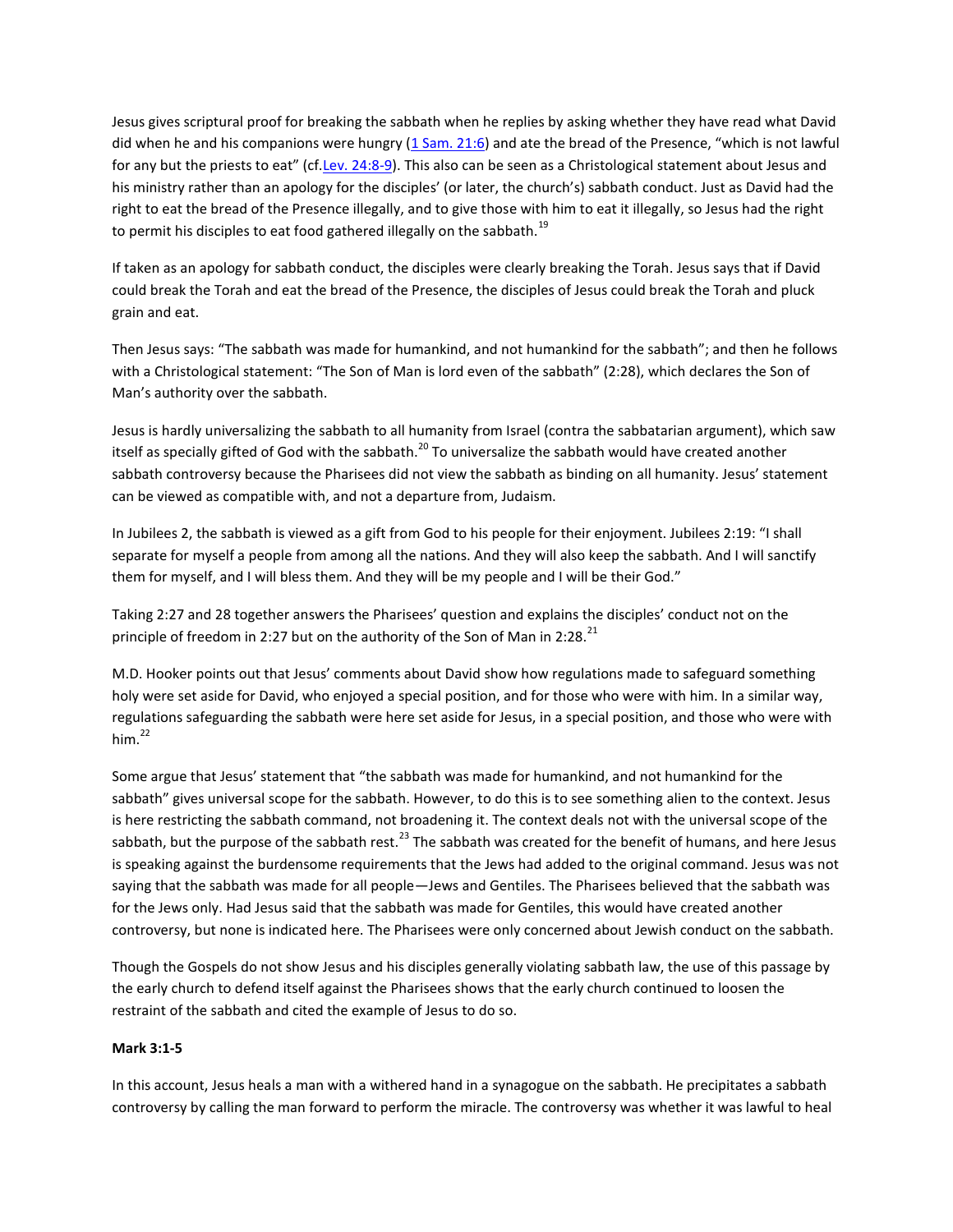Jesus gives scriptural proof for breaking the sabbath when he replies by asking whether they have read what David did when he and his companions were hungry (1 Sam. 21:6) and ate the bread of the Presence, "which is not lawful for any but the priests to eat" (cf.Lev. 24:8-9). This also can be seen as a Christological statement about Jesus and his ministry rather than an apology for the disciples' (or later, the church's) sabbath conduct. Just as David had the right to eat the bread of the Presence illegally, and to give those with him to eat it illegally, so Jesus had the right to permit his disciples to eat food gathered illegally on the sabbath.[19]

If taken as an apology for sabbath conduct, the disciples were clearly breaking the Torah. Jesus says that if David could break the Torah and eat the bread of the Presence, the disciples of Jesus could break the Torah and pluck grain and eat.

Then Jesus says: "The sabbath was made for humankind, and not humankind for the sabbath"; and then he follows with a Christological statement: "The Son of Man is lord even of the sabbath" (2:28), which declares the Son of Man's authority over the sabbath.

Jesus is hardly universalizing the sabbath to all humanity from Israel (contra the sabbatarian argument), which saw itself as specially gifted of God with the sabbath.[20] To universalize the sabbath would have created another sabbath controversy because the Pharisees did not view the sabbath as binding on all humanity. Jesus' statement can be viewed as compatible with, and not a departure from, Judaism.

In Jubilees 2, the sabbath is viewed as a gift from God to his people for their enjoyment. Jubilees 2:19: "I shall separate for myself a people from among all the nations. And they will also keep the sabbath. And I will sanctify them for myself, and I will bless them. And they will be my people and I will be their God."

Taking 2:27 and 28 together answers the Pharisees' question and explains the disciples' conduct not on the principle of freedom in 2:27 but on the authority of the Son of Man in 2:28.[21]

M.D. Hooker points out that Jesus' comments about David show how regulations made to safeguard something holy were set aside for David, who enjoyed a special position, and for those who were with him. In a similar way, regulations safeguarding the sabbath were here set aside for Jesus, in a special position, and those who were with him.[22]

Some argue that Jesus' statement that "the sabbath was made for humankind, and not humankind for the sabbath" gives universal scope for the sabbath. However, to do this is to see something alien to the context. Jesus is here restricting the sabbath command, not broadening it. The context deals not with the universal scope of the sabbath, but the purpose of the sabbath rest.[23] The sabbath was created for the benefit of humans, and here Jesus is speaking against the burdensome requirements that the Jews had added to the original command. Jesus was not saying that the sabbath was made for all people—Jews and Gentiles. The Pharisees believed that the sabbath was for the Jews only. Had Jesus said that the sabbath was made for Gentiles, this would have created another controversy, but none is indicated here. The Pharisees were only concerned about Jewish conduct on the sabbath.

Though the Gospels do not show Jesus and his disciples generally violating sabbath law, the use of this passage by the early church to defend itself against the Pharisees shows that the early church continued to loosen the restraint of the sabbath and cited the example of Jesus to do so.

**Mark 3:1-5**

In this account, Jesus heals a man with a withered hand in a synagogue on the sabbath. He precipitates a sabbath controversy by calling the man forward to perform the miracle. The controversy was whether it was lawful to heal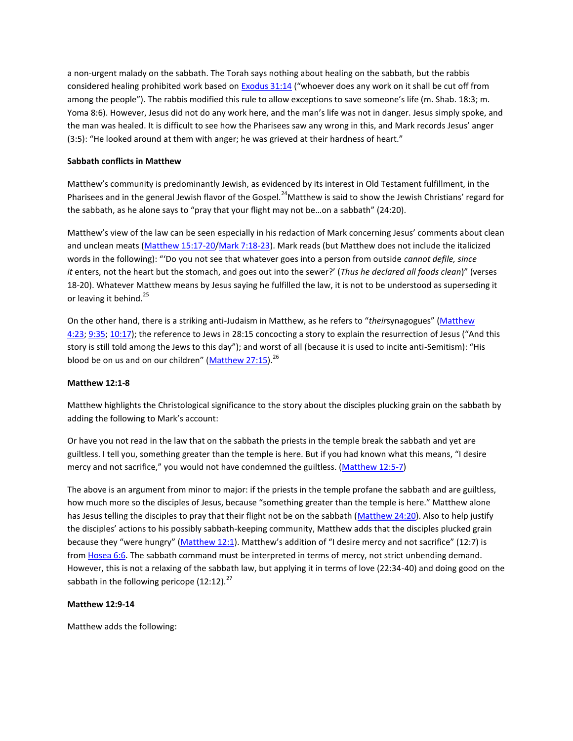a non-urgent malady on the sabbath. The Torah says nothing about healing on the sabbath, but the rabbis considered healing prohibited work based on Exodus 31:14 ("whoever does any work on it shall be cut off from among the people"). The rabbis modified this rule to allow exceptions to save someone's life (m. Shab. 18:3; m. Yoma 8:6). However, Jesus did not do any work here, and the man's life was not in danger. Jesus simply spoke, and the man was healed. It is difficult to see how the Pharisees saw any wrong in this, and Mark records Jesus' anger (3:5): "He looked around at them with anger; he was grieved at their hardness of heart."

**Sabbath conflicts in Matthew**

Matthew's community is predominantly Jewish, as evidenced by its interest in Old Testament fulfillment, in the Pharisees and in the general Jewish flavor of the Gospel.[24] Matthew is said to show the Jewish Christians' regard for the sabbath, as he alone says to "pray that your flight may not be…on a sabbath" (24:20).

Matthew's view of the law can be seen especially in his redaction of Mark concerning Jesus' comments about clean and unclean meats (Matthew 15:17-20/Mark 7:18-23). Mark reads (but Matthew does not include the italicized words in the following): "'Do you not see that whatever goes into a person from outside *cannot defile, since it* enters, not the heart but the stomach, and goes out into the sewer?' (*Thus he declared all foods clean*)" (verses 18-20). Whatever Matthew means by Jesus saying he fulfilled the law, it is not to be understood as superseding it or leaving it behind.[25]

On the other hand, there is a striking anti-Judaism in Matthew, as he refers to "*their*synagogues" (Matthew 4:23; 9:35; 10:17); the reference to Jews in 28:15 concocting a story to explain the resurrection of Jesus ("And this story is still told among the Jews to this day"); and worst of all (because it is used to incite anti-Semitism): "His blood be on us and on our children" (Matthew 27:15).[26]

**Matthew 12:1-8**

Matthew highlights the Christological significance to the story about the disciples plucking grain on the sabbath by adding the following to Mark's account:

Or have you not read in the law that on the sabbath the priests in the temple break the sabbath and yet are guiltless. I tell you, something greater than the temple is here. But if you had known what this means, "I desire mercy and not sacrifice," you would not have condemned the guiltless. (Matthew 12:5-7)

The above is an argument from minor to major: if the priests in the temple profane the sabbath and are guiltless, how much more so the disciples of Jesus, because "something greater than the temple is here." Matthew alone has Jesus telling the disciples to pray that their flight not be on the sabbath (Matthew 24:20). Also to help justify the disciples' actions to his possibly sabbath-keeping community, Matthew adds that the disciples plucked grain because they "were hungry" (Matthew 12:1). Matthew's addition of "I desire mercy and not sacrifice" (12:7) is from Hosea 6:6. The sabbath command must be interpreted in terms of mercy, not strict unbending demand. However, this is not a relaxing of the sabbath law, but applying it in terms of love (22:34-40) and doing good on the sabbath in the following pericope (12:12).[27]

**Matthew 12:9-14**

Matthew adds the following: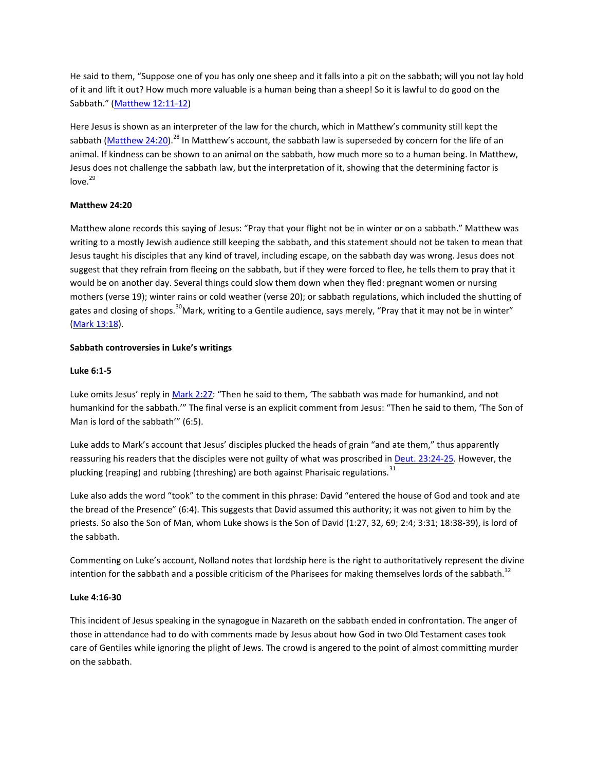He said to them, “Suppose one of you has only one sheep and it falls into a pit on the sabbath; will you not lay hold of it and lift it out? How much more valuable is a human being than a sheep! So it is lawful to do good on the Sabbath.” (Matthew 12:11-12)

Here Jesus is shown as an interpreter of the law for the church, which in Matthew’s community still kept the sabbath (Matthew 24:20).[28] In Matthew’s account, the sabbath law is superseded by concern for the life of an animal. If kindness can be shown to an animal on the sabbath, how much more so to a human being. In Matthew, Jesus does not challenge the sabbath law, but the interpretation of it, showing that the determining factor is love.[29]

**Matthew 24:20**

Matthew alone records this saying of Jesus: “Pray that your flight not be in winter or on a sabbath.” Matthew was writing to a mostly Jewish audience still keeping the sabbath, and this statement should not be taken to mean that Jesus taught his disciples that any kind of travel, including escape, on the sabbath day was wrong. Jesus does not suggest that they refrain from fleeing on the sabbath, but if they were forced to flee, he tells them to pray that it would be on another day. Several things could slow them down when they fled: pregnant women or nursing mothers (verse 19); winter rains or cold weather (verse 20); or sabbath regulations, which included the shutting of gates and closing of shops.[30] Mark, writing to a Gentile audience, says merely, “Pray that it may not be in winter” (Mark 13:18).

**Sabbath controversies in Luke’s writings**

**Luke 6:1-5**

Luke omits Jesus’ reply in Mark 2:27: “Then he said to them, ‘The sabbath was made for humankind, and not humankind for the sabbath.’” The final verse is an explicit comment from Jesus: “Then he said to them, ‘The Son of Man is lord of the sabbath’” (6:5).

Luke adds to Mark’s account that Jesus’ disciples plucked the heads of grain “and ate them,” thus apparently reassuring his readers that the disciples were not guilty of what was proscribed in Deut. 23:24-25. However, the plucking (reaping) and rubbing (threshing) are both against Pharisaic regulations.[31]

Luke also adds the word “took” to the comment in this phrase: David “entered the house of God and took and ate the bread of the Presence” (6:4). This suggests that David assumed this authority; it was not given to him by the priests. So also the Son of Man, whom Luke shows is the Son of David (1:27, 32, 69; 2:4; 3:31; 18:38-39), is lord of the sabbath.

Commenting on Luke’s account, Nolland notes that lordship here is the right to authoritatively represent the divine intention for the sabbath and a possible criticism of the Pharisees for making themselves lords of the sabbath.[32]

**Luke 4:16-30**

This incident of Jesus speaking in the synagogue in Nazareth on the sabbath ended in confrontation. The anger of those in attendance had to do with comments made by Jesus about how God in two Old Testament cases took care of Gentiles while ignoring the plight of Jews. The crowd is angered to the point of almost committing murder on the sabbath.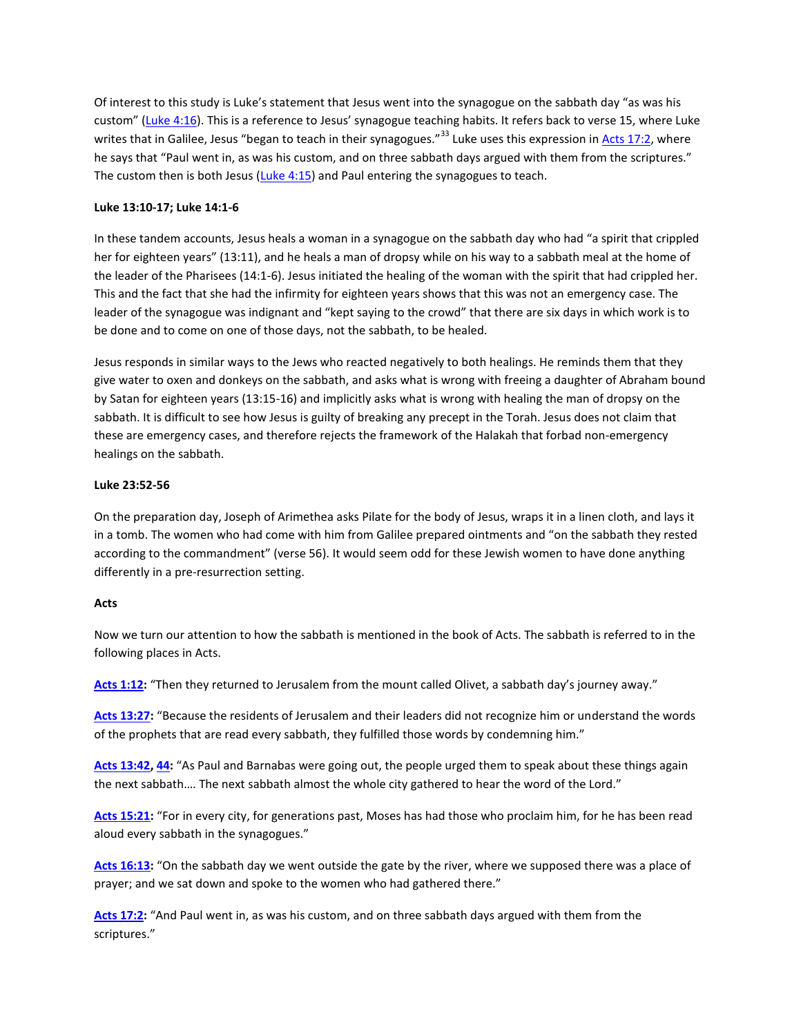Of interest to this study is Luke's statement that Jesus went into the synagogue on the sabbath day "as was his custom" (Luke 4:16). This is a reference to Jesus' synagogue teaching habits. It refers back to verse 15, where Luke writes that in Galilee, Jesus "began to teach in their synagogues."[33] Luke uses this expression in Acts 17:2, where he says that "Paul went in, as was his custom, and on three sabbath days argued with them from the scriptures." The custom then is both Jesus (Luke 4:15) and Paul entering the synagogues to teach.

**Luke 13:10-17; Luke 14:1-6**

In these tandem accounts, Jesus heals a woman in a synagogue on the sabbath day who had "a spirit that crippled her for eighteen years" (13:11), and he heals a man of dropsy while on his way to a sabbath meal at the home of the leader of the Pharisees (14:1-6). Jesus initiated the healing of the woman with the spirit that had crippled her. This and the fact that she had the infirmity for eighteen years shows that this was not an emergency case. The leader of the synagogue was indignant and "kept saying to the crowd" that there are six days in which work is to be done and to come on one of those days, not the sabbath, to be healed.

Jesus responds in similar ways to the Jews who reacted negatively to both healings. He reminds them that they give water to oxen and donkeys on the sabbath, and asks what is wrong with freeing a daughter of Abraham bound by Satan for eighteen years (13:15-16) and implicitly asks what is wrong with healing the man of dropsy on the sabbath. It is difficult to see how Jesus is guilty of breaking any precept in the Torah. Jesus does not claim that these are emergency cases, and therefore rejects the framework of the Halakah that forbad non-emergency healings on the sabbath.

**Luke 23:52-56**

On the preparation day, Joseph of Arimethea asks Pilate for the body of Jesus, wraps it in a linen cloth, and lays it in a tomb. The women who had come with him from Galilee prepared ointments and "on the sabbath they rested according to the commandment" (verse 56). It would seem odd for these Jewish women to have done anything differently in a pre-resurrection setting.

**Acts**

Now we turn our attention to how the sabbath is mentioned in the book of Acts. The sabbath is referred to in the following places in Acts.

**Acts 1:12:** "Then they returned to Jerusalem from the mount called Olivet, a sabbath day's journey away."

**Acts 13:27:** "Because the residents of Jerusalem and their leaders did not recognize him or understand the words of the prophets that are read every sabbath, they fulfilled those words by condemning him."

**Acts 13:42, 44:** "As Paul and Barnabas were going out, the people urged them to speak about these things again the next sabbath…. The next sabbath almost the whole city gathered to hear the word of the Lord."

**Acts 15:21:** "For in every city, for generations past, Moses has had those who proclaim him, for he has been read aloud every sabbath in the synagogues."

**Acts 16:13:** "On the sabbath day we went outside the gate by the river, where we supposed there was a place of prayer; and we sat down and spoke to the women who had gathered there."

**Acts 17:2:** "And Paul went in, as was his custom, and on three sabbath days argued with them from the scriptures."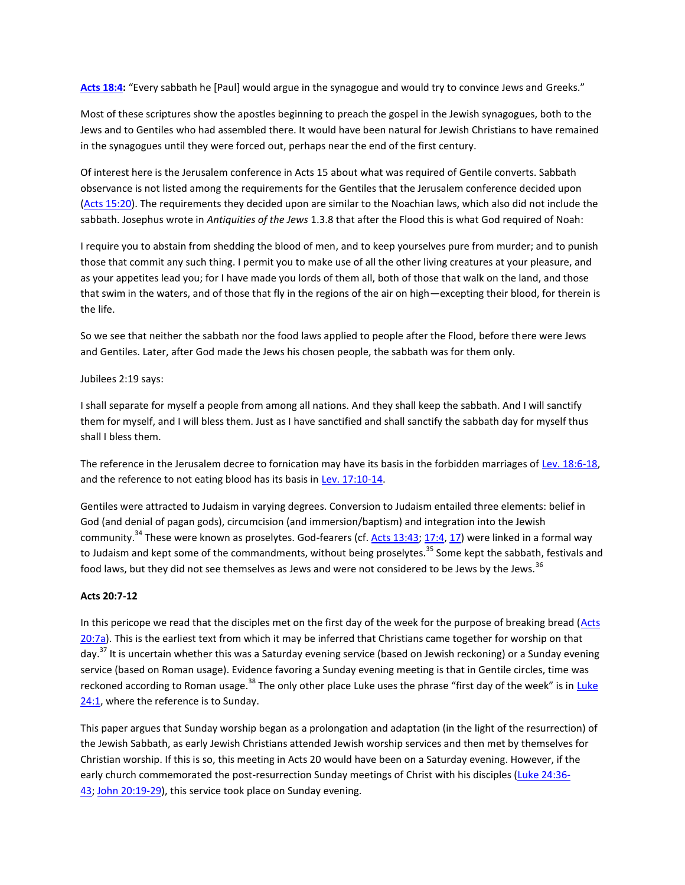**Acts 18:4:** "Every sabbath he [Paul] would argue in the synagogue and would try to convince Jews and Greeks."

Most of these scriptures show the apostles beginning to preach the gospel in the Jewish synagogues, both to the Jews and to Gentiles who had assembled there. It would have been natural for Jewish Christians to have remained in the synagogues until they were forced out, perhaps near the end of the first century.

Of interest here is the Jerusalem conference in Acts 15 about what was required of Gentile converts. Sabbath observance is not listed among the requirements for the Gentiles that the Jerusalem conference decided upon (Acts 15:20). The requirements they decided upon are similar to the Noachian laws, which also did not include the sabbath. Josephus wrote in *Antiquities of the Jews* 1.3.8 that after the Flood this is what God required of Noah:

I require you to abstain from shedding the blood of men, and to keep yourselves pure from murder; and to punish those that commit any such thing. I permit you to make use of all the other living creatures at your pleasure, and as your appetites lead you; for I have made you lords of them all, both of those that walk on the land, and those that swim in the waters, and of those that fly in the regions of the air on high—excepting their blood, for therein is the life.

So we see that neither the sabbath nor the food laws applied to people after the Flood, before there were Jews and Gentiles. Later, after God made the Jews his chosen people, the sabbath was for them only.

Jubilees 2:19 says:

I shall separate for myself a people from among all nations. And they shall keep the sabbath. And I will sanctify them for myself, and I will bless them. Just as I have sanctified and shall sanctify the sabbath day for myself thus shall I bless them.

The reference in the Jerusalem decree to fornication may have its basis in the forbidden marriages of Lev. 18:6-18, and the reference to not eating blood has its basis in Lev. 17:10-14.

Gentiles were attracted to Judaism in varying degrees. Conversion to Judaism entailed three elements: belief in God (and denial of pagan gods), circumcision (and immersion/baptism) and integration into the Jewish community.[34] These were known as proselytes. God-fearers (cf. Acts 13:43; 17:4, 17) were linked in a formal way to Judaism and kept some of the commandments, without being proselytes.[35] Some kept the sabbath, festivals and food laws, but they did not see themselves as Jews and were not considered to be Jews by the Jews.[36]

**Acts 20:7-12**

In this pericope we read that the disciples met on the first day of the week for the purpose of breaking bread (Acts 20:7a). This is the earliest text from which it may be inferred that Christians came together for worship on that day.[37] It is uncertain whether this was a Saturday evening service (based on Jewish reckoning) or a Sunday evening service (based on Roman usage). Evidence favoring a Sunday evening meeting is that in Gentile circles, time was reckoned according to Roman usage.[38] The only other place Luke uses the phrase "first day of the week" is in Luke 24:1, where the reference is to Sunday.

This paper argues that Sunday worship began as a prolongation and adaptation (in the light of the resurrection) of the Jewish Sabbath, as early Jewish Christians attended Jewish worship services and then met by themselves for Christian worship. If this is so, this meeting in Acts 20 would have been on a Saturday evening. However, if the early church commemorated the post-resurrection Sunday meetings of Christ with his disciples (Luke 24:36-43; John 20:19-29), this service took place on Sunday evening.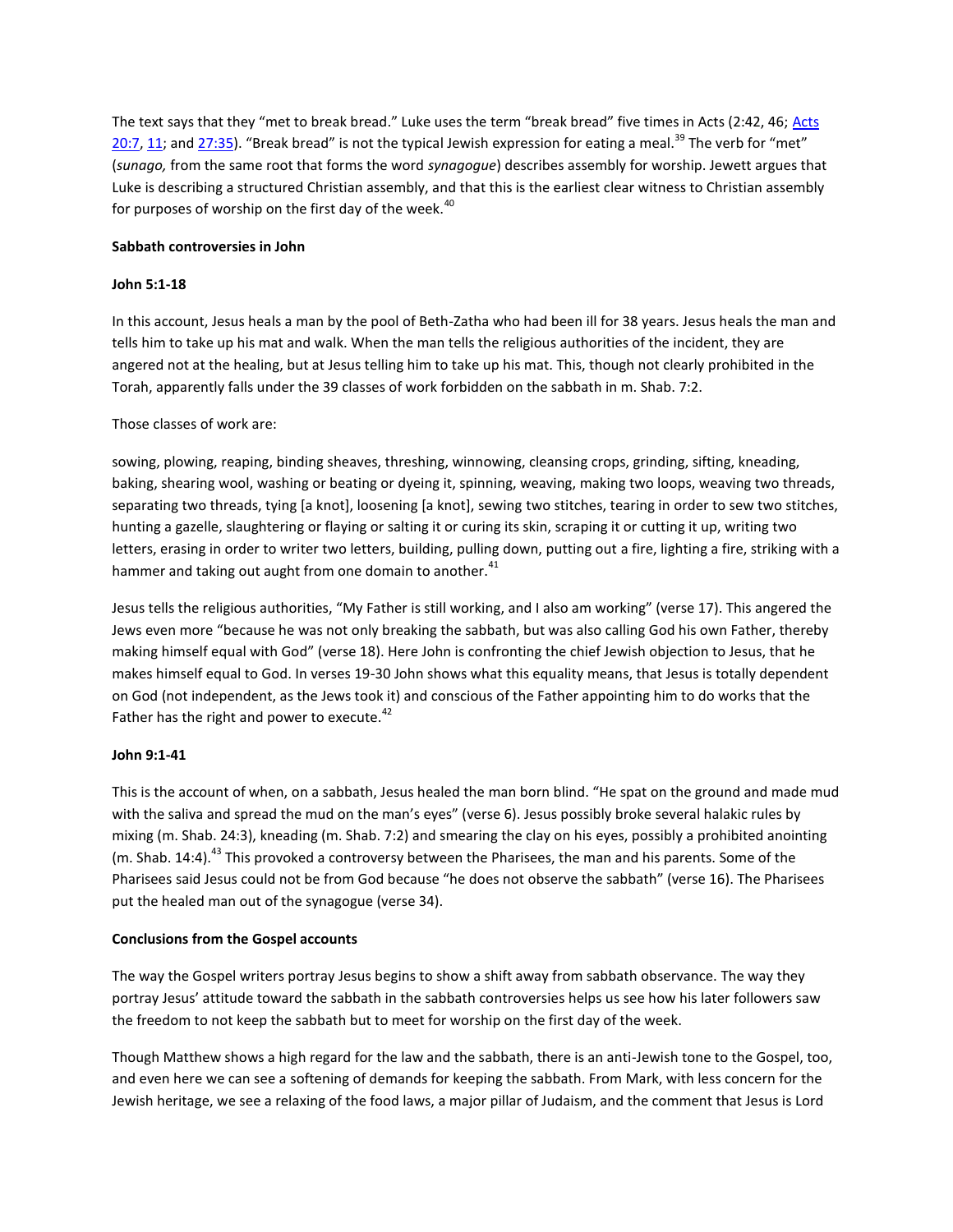The text says that they "met to break bread." Luke uses the term "break bread" five times in Acts (2:42, 46; Acts 20:7, 11; and 27:35). "Break bread" is not the typical Jewish expression for eating a meal.[39] The verb for "met" (*sunago,* from the same root that forms the word *synagogue*) describes assembly for worship. Jewett argues that Luke is describing a structured Christian assembly, and that this is the earliest clear witness to Christian assembly for purposes of worship on the first day of the week.[40]

**Sabbath controversies in John**

**John 5:1-18**

In this account, Jesus heals a man by the pool of Beth-Zatha who had been ill for 38 years. Jesus heals the man and tells him to take up his mat and walk. When the man tells the religious authorities of the incident, they are angered not at the healing, but at Jesus telling him to take up his mat. This, though not clearly prohibited in the Torah, apparently falls under the 39 classes of work forbidden on the sabbath in m. Shab. 7:2.

Those classes of work are:

sowing, plowing, reaping, binding sheaves, threshing, winnowing, cleansing crops, grinding, sifting, kneading, baking, shearing wool, washing or beating or dyeing it, spinning, weaving, making two loops, weaving two threads, separating two threads, tying [a knot], loosening [a knot], sewing two stitches, tearing in order to sew two stitches, hunting a gazelle, slaughtering or flaying or salting it or curing its skin, scraping it or cutting it up, writing two letters, erasing in order to writer two letters, building, pulling down, putting out a fire, lighting a fire, striking with a hammer and taking out aught from one domain to another.[41]

Jesus tells the religious authorities, "My Father is still working, and I also am working" (verse 17). This angered the Jews even more "because he was not only breaking the sabbath, but was also calling God his own Father, thereby making himself equal with God" (verse 18). Here John is confronting the chief Jewish objection to Jesus, that he makes himself equal to God. In verses 19-30 John shows what this equality means, that Jesus is totally dependent on God (not independent, as the Jews took it) and conscious of the Father appointing him to do works that the Father has the right and power to execute.[42]

**John 9:1-41**

This is the account of when, on a sabbath, Jesus healed the man born blind. "He spat on the ground and made mud with the saliva and spread the mud on the man's eyes" (verse 6). Jesus possibly broke several halakic rules by mixing (m. Shab. 24:3), kneading (m. Shab. 7:2) and smearing the clay on his eyes, possibly a prohibited anointing (m. Shab. 14:4).[43] This provoked a controversy between the Pharisees, the man and his parents. Some of the Pharisees said Jesus could not be from God because "he does not observe the sabbath" (verse 16). The Pharisees put the healed man out of the synagogue (verse 34).

**Conclusions from the Gospel accounts**

The way the Gospel writers portray Jesus begins to show a shift away from sabbath observance. The way they portray Jesus' attitude toward the sabbath in the sabbath controversies helps us see how his later followers saw the freedom to not keep the sabbath but to meet for worship on the first day of the week.

Though Matthew shows a high regard for the law and the sabbath, there is an anti-Jewish tone to the Gospel, too, and even here we can see a softening of demands for keeping the sabbath. From Mark, with less concern for the Jewish heritage, we see a relaxing of the food laws, a major pillar of Judaism, and the comment that Jesus is Lord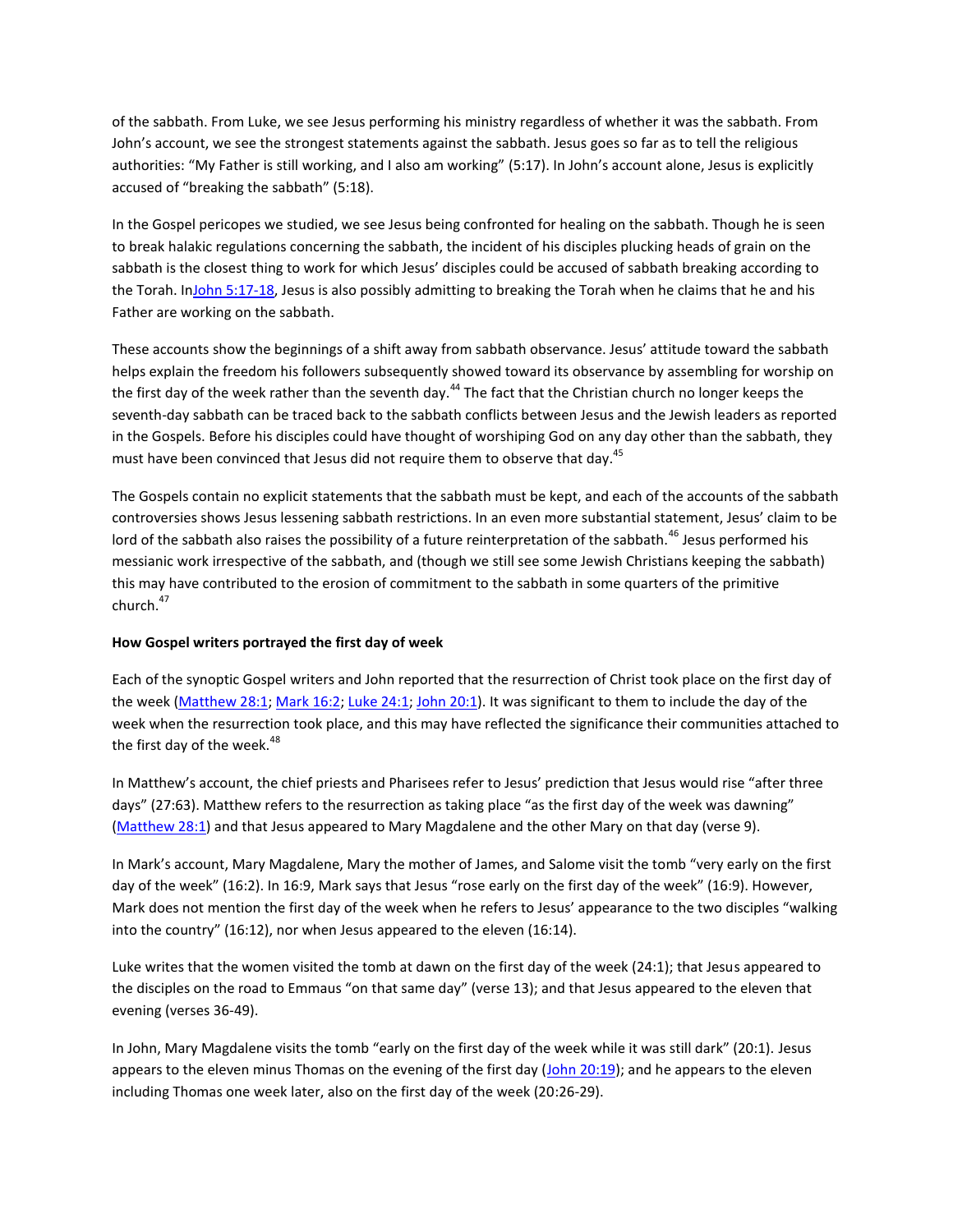of the sabbath. From Luke, we see Jesus performing his ministry regardless of whether it was the sabbath. From John's account, we see the strongest statements against the sabbath. Jesus goes so far as to tell the religious authorities: "My Father is still working, and I also am working" (5:17). In John's account alone, Jesus is explicitly accused of "breaking the sabbath" (5:18).

In the Gospel pericopes we studied, we see Jesus being confronted for healing on the sabbath. Though he is seen to break halakic regulations concerning the sabbath, the incident of his disciples plucking heads of grain on the sabbath is the closest thing to work for which Jesus' disciples could be accused of sabbath breaking according to the Torah. InJohn 5:17-18, Jesus is also possibly admitting to breaking the Torah when he claims that he and his Father are working on the sabbath.

These accounts show the beginnings of a shift away from sabbath observance. Jesus' attitude toward the sabbath helps explain the freedom his followers subsequently showed toward its observance by assembling for worship on the first day of the week rather than the seventh day.[44] The fact that the Christian church no longer keeps the seventh-day sabbath can be traced back to the sabbath conflicts between Jesus and the Jewish leaders as reported in the Gospels. Before his disciples could have thought of worshiping God on any day other than the sabbath, they must have been convinced that Jesus did not require them to observe that day.[45]

The Gospels contain no explicit statements that the sabbath must be kept, and each of the accounts of the sabbath controversies shows Jesus lessening sabbath restrictions. In an even more substantial statement, Jesus' claim to be lord of the sabbath also raises the possibility of a future reinterpretation of the sabbath.[46] Jesus performed his messianic work irrespective of the sabbath, and (though we still see some Jewish Christians keeping the sabbath) this may have contributed to the erosion of commitment to the sabbath in some quarters of the primitive church.[47]

**How Gospel writers portrayed the first day of week**

Each of the synoptic Gospel writers and John reported that the resurrection of Christ took place on the first day of the week (Matthew 28:1; Mark 16:2; Luke 24:1; John 20:1). It was significant to them to include the day of the week when the resurrection took place, and this may have reflected the significance their communities attached to the first day of the week.[48]

In Matthew's account, the chief priests and Pharisees refer to Jesus' prediction that Jesus would rise "after three days" (27:63). Matthew refers to the resurrection as taking place "as the first day of the week was dawning" (Matthew 28:1) and that Jesus appeared to Mary Magdalene and the other Mary on that day (verse 9).

In Mark's account, Mary Magdalene, Mary the mother of James, and Salome visit the tomb "very early on the first day of the week" (16:2). In 16:9, Mark says that Jesus "rose early on the first day of the week" (16:9). However, Mark does not mention the first day of the week when he refers to Jesus' appearance to the two disciples "walking into the country" (16:12), nor when Jesus appeared to the eleven (16:14).

Luke writes that the women visited the tomb at dawn on the first day of the week (24:1); that Jesus appeared to the disciples on the road to Emmaus "on that same day" (verse 13); and that Jesus appeared to the eleven that evening (verses 36-49).

In John, Mary Magdalene visits the tomb "early on the first day of the week while it was still dark" (20:1). Jesus appears to the eleven minus Thomas on the evening of the first day (John 20:19); and he appears to the eleven including Thomas one week later, also on the first day of the week (20:26-29).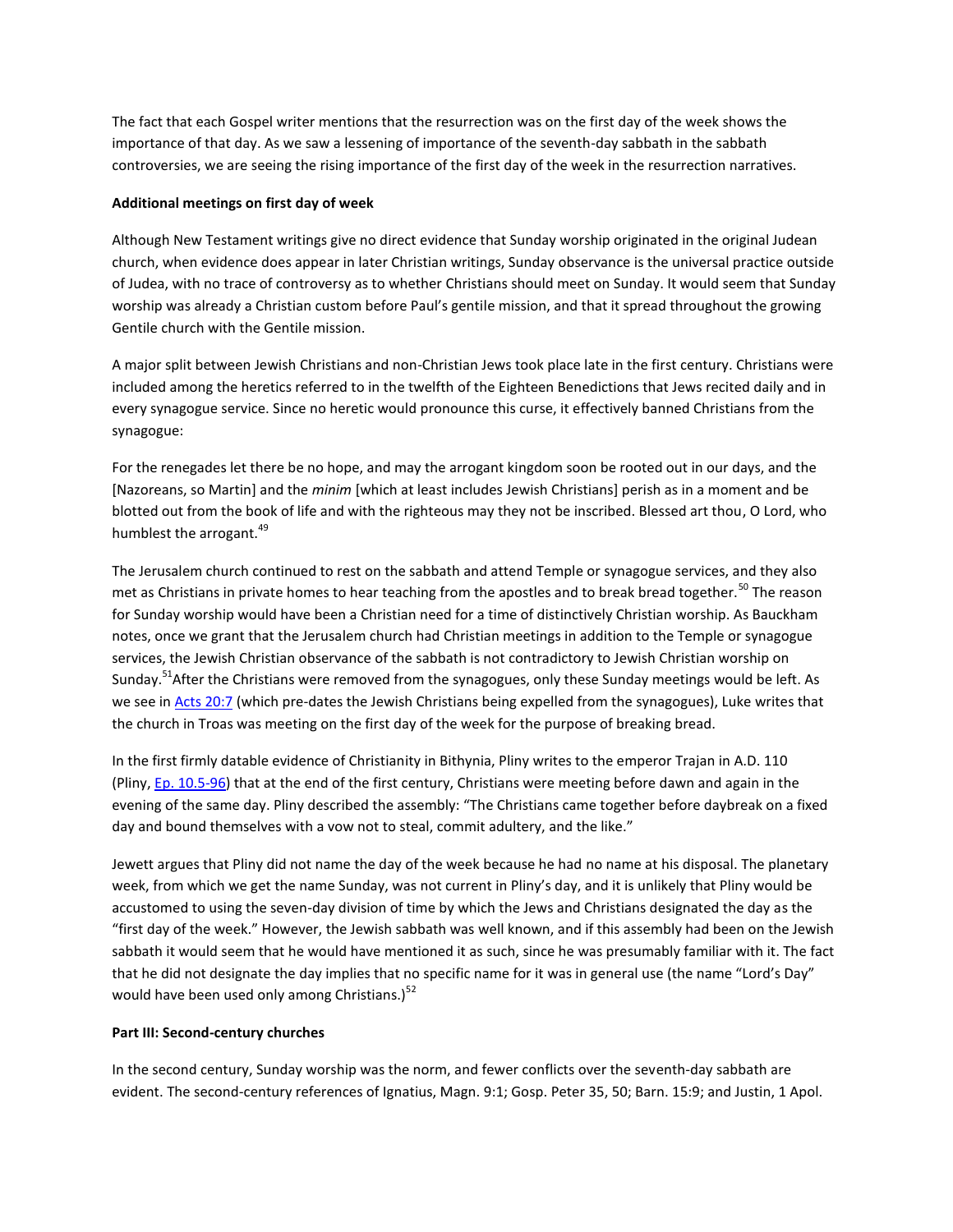The fact that each Gospel writer mentions that the resurrection was on the first day of the week shows the importance of that day. As we saw a lessening of importance of the seventh-day sabbath in the sabbath controversies, we are seeing the rising importance of the first day of the week in the resurrection narratives.

**Additional meetings on first day of week**

Although New Testament writings give no direct evidence that Sunday worship originated in the original Judean church, when evidence does appear in later Christian writings, Sunday observance is the universal practice outside of Judea, with no trace of controversy as to whether Christians should meet on Sunday. It would seem that Sunday worship was already a Christian custom before Paul's gentile mission, and that it spread throughout the growing Gentile church with the Gentile mission.

A major split between Jewish Christians and non-Christian Jews took place late in the first century. Christians were included among the heretics referred to in the twelfth of the Eighteen Benedictions that Jews recited daily and in every synagogue service. Since no heretic would pronounce this curse, it effectively banned Christians from the synagogue:

For the renegades let there be no hope, and may the arrogant kingdom soon be rooted out in our days, and the [Nazoreans, so Martin] and the *minim* [which at least includes Jewish Christians] perish as in a moment and be blotted out from the book of life and with the righteous may they not be inscribed. Blessed art thou, O Lord, who humblest the arrogant.[49]

The Jerusalem church continued to rest on the sabbath and attend Temple or synagogue services, and they also met as Christians in private homes to hear teaching from the apostles and to break bread together.[50] The reason for Sunday worship would have been a Christian need for a time of distinctively Christian worship. As Bauckham notes, once we grant that the Jerusalem church had Christian meetings in addition to the Temple or synagogue services, the Jewish Christian observance of the sabbath is not contradictory to Jewish Christian worship on Sunday.[51]After the Christians were removed from the synagogues, only these Sunday meetings would be left. As we see in Acts 20:7 (which pre-dates the Jewish Christians being expelled from the synagogues), Luke writes that the church in Troas was meeting on the first day of the week for the purpose of breaking bread.

In the first firmly datable evidence of Christianity in Bithynia, Pliny writes to the emperor Trajan in A.D. 110 (Pliny, Ep. 10.5-96) that at the end of the first century, Christians were meeting before dawn and again in the evening of the same day. Pliny described the assembly: "The Christians came together before daybreak on a fixed day and bound themselves with a vow not to steal, commit adultery, and the like."

Jewett argues that Pliny did not name the day of the week because he had no name at his disposal. The planetary week, from which we get the name Sunday, was not current in Pliny's day, and it is unlikely that Pliny would be accustomed to using the seven-day division of time by which the Jews and Christians designated the day as the "first day of the week." However, the Jewish sabbath was well known, and if this assembly had been on the Jewish sabbath it would seem that he would have mentioned it as such, since he was presumably familiar with it. The fact that he did not designate the day implies that no specific name for it was in general use (the name "Lord's Day" would have been used only among Christians.)[52]

**Part III: Second-century churches**

In the second century, Sunday worship was the norm, and fewer conflicts over the seventh-day sabbath are evident. The second-century references of Ignatius, Magn. 9:1; Gosp. Peter 35, 50; Barn. 15:9; and Justin, 1 Apol.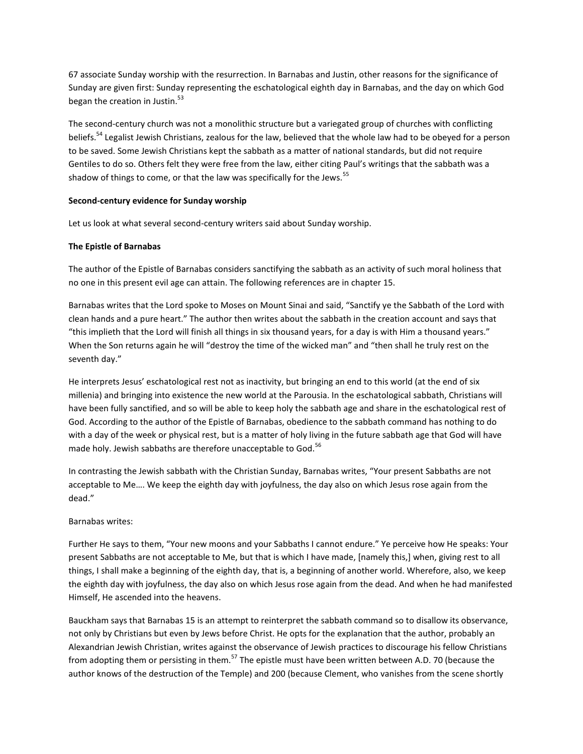67 associate Sunday worship with the resurrection. In Barnabas and Justin, other reasons for the significance of Sunday are given first: Sunday representing the eschatological eighth day in Barnabas, and the day on which God began the creation in Justin.[53]

The second-century church was not a monolithic structure but a variegated group of churches with conflicting beliefs.[54] Legalist Jewish Christians, zealous for the law, believed that the whole law had to be obeyed for a person to be saved. Some Jewish Christians kept the sabbath as a matter of national standards, but did not require Gentiles to do so. Others felt they were free from the law, either citing Paul's writings that the sabbath was a shadow of things to come, or that the law was specifically for the Jews.[55]

**Second-century evidence for Sunday worship**

Let us look at what several second-century writers said about Sunday worship.

**The Epistle of Barnabas**

The author of the Epistle of Barnabas considers sanctifying the sabbath as an activity of such moral holiness that no one in this present evil age can attain. The following references are in chapter 15.

Barnabas writes that the Lord spoke to Moses on Mount Sinai and said, "Sanctify ye the Sabbath of the Lord with clean hands and a pure heart." The author then writes about the sabbath in the creation account and says that "this implieth that the Lord will finish all things in six thousand years, for a day is with Him a thousand years." When the Son returns again he will "destroy the time of the wicked man" and "then shall he truly rest on the seventh day."

He interprets Jesus' eschatological rest not as inactivity, but bringing an end to this world (at the end of six millenia) and bringing into existence the new world at the Parousia. In the eschatological sabbath, Christians will have been fully sanctified, and so will be able to keep holy the sabbath age and share in the eschatological rest of God. According to the author of the Epistle of Barnabas, obedience to the sabbath command has nothing to do with a day of the week or physical rest, but is a matter of holy living in the future sabbath age that God will have made holy. Jewish sabbaths are therefore unacceptable to God.[56]

In contrasting the Jewish sabbath with the Christian Sunday, Barnabas writes, "Your present Sabbaths are not acceptable to Me…. We keep the eighth day with joyfulness, the day also on which Jesus rose again from the dead."

Barnabas writes:

Further He says to them, "Your new moons and your Sabbaths I cannot endure." Ye perceive how He speaks: Your present Sabbaths are not acceptable to Me, but that is which I have made, [namely this,] when, giving rest to all things, I shall make a beginning of the eighth day, that is, a beginning of another world. Wherefore, also, we keep the eighth day with joyfulness, the day also on which Jesus rose again from the dead. And when he had manifested Himself, He ascended into the heavens.

Bauckham says that Barnabas 15 is an attempt to reinterpret the sabbath command so to disallow its observance, not only by Christians but even by Jews before Christ. He opts for the explanation that the author, probably an Alexandrian Jewish Christian, writes against the observance of Jewish practices to discourage his fellow Christians from adopting them or persisting in them.[57] The epistle must have been written between A.D. 70 (because the author knows of the destruction of the Temple) and 200 (because Clement, who vanishes from the scene shortly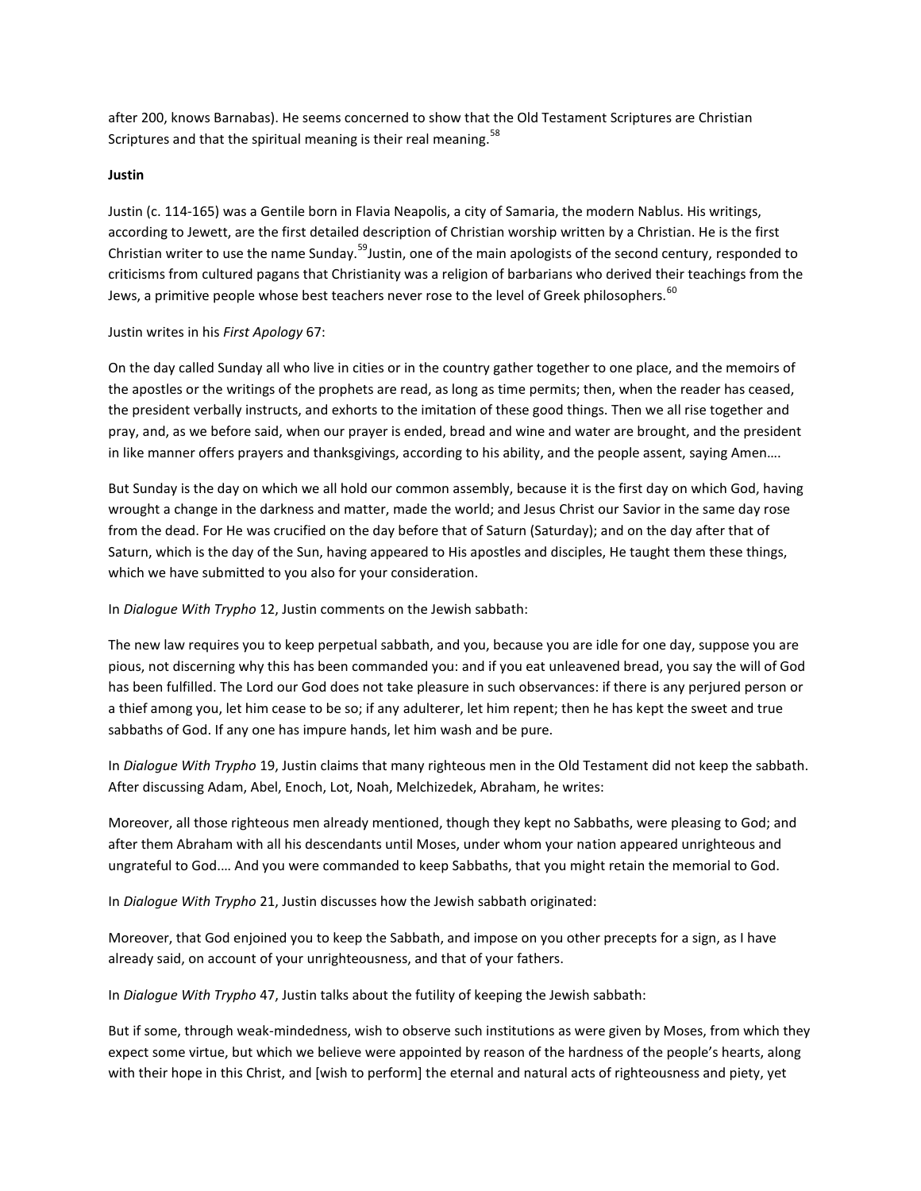after 200, knows Barnabas). He seems concerned to show that the Old Testament Scriptures are Christian Scriptures and that the spiritual meaning is their real meaning.[58]

**Justin**

Justin (c. 114-165) was a Gentile born in Flavia Neapolis, a city of Samaria, the modern Nablus. His writings, according to Jewett, are the first detailed description of Christian worship written by a Christian. He is the first Christian writer to use the name Sunday.[59] Justin, one of the main apologists of the second century, responded to criticisms from cultured pagans that Christianity was a religion of barbarians who derived their teachings from the Jews, a primitive people whose best teachers never rose to the level of Greek philosophers.[60]

Justin writes in his *First Apology* 67:

On the day called Sunday all who live in cities or in the country gather together to one place, and the memoirs of the apostles or the writings of the prophets are read, as long as time permits; then, when the reader has ceased, the president verbally instructs, and exhorts to the imitation of these good things. Then we all rise together and pray, and, as we before said, when our prayer is ended, bread and wine and water are brought, and the president in like manner offers prayers and thanksgivings, according to his ability, and the people assent, saying Amen….

But Sunday is the day on which we all hold our common assembly, because it is the first day on which God, having wrought a change in the darkness and matter, made the world; and Jesus Christ our Savior in the same day rose from the dead. For He was crucified on the day before that of Saturn (Saturday); and on the day after that of Saturn, which is the day of the Sun, having appeared to His apostles and disciples, He taught them these things, which we have submitted to you also for your consideration.

In *Dialogue With Trypho* 12, Justin comments on the Jewish sabbath:

The new law requires you to keep perpetual sabbath, and you, because you are idle for one day, suppose you are pious, not discerning why this has been commanded you: and if you eat unleavened bread, you say the will of God has been fulfilled. The Lord our God does not take pleasure in such observances: if there is any perjured person or a thief among you, let him cease to be so; if any adulterer, let him repent; then he has kept the sweet and true sabbaths of God. If any one has impure hands, let him wash and be pure.

In *Dialogue With Trypho* 19, Justin claims that many righteous men in the Old Testament did not keep the sabbath. After discussing Adam, Abel, Enoch, Lot, Noah, Melchizedek, Abraham, he writes:

Moreover, all those righteous men already mentioned, though they kept no Sabbaths, were pleasing to God; and after them Abraham with all his descendants until Moses, under whom your nation appeared unrighteous and ungrateful to God.… And you were commanded to keep Sabbaths, that you might retain the memorial to God.

In *Dialogue With Trypho* 21, Justin discusses how the Jewish sabbath originated:

Moreover, that God enjoined you to keep the Sabbath, and impose on you other precepts for a sign, as I have already said, on account of your unrighteousness, and that of your fathers.

In *Dialogue With Trypho* 47, Justin talks about the futility of keeping the Jewish sabbath:

But if some, through weak-mindedness, wish to observe such institutions as were given by Moses, from which they expect some virtue, but which we believe were appointed by reason of the hardness of the people's hearts, along with their hope in this Christ, and [wish to perform] the eternal and natural acts of righteousness and piety, yet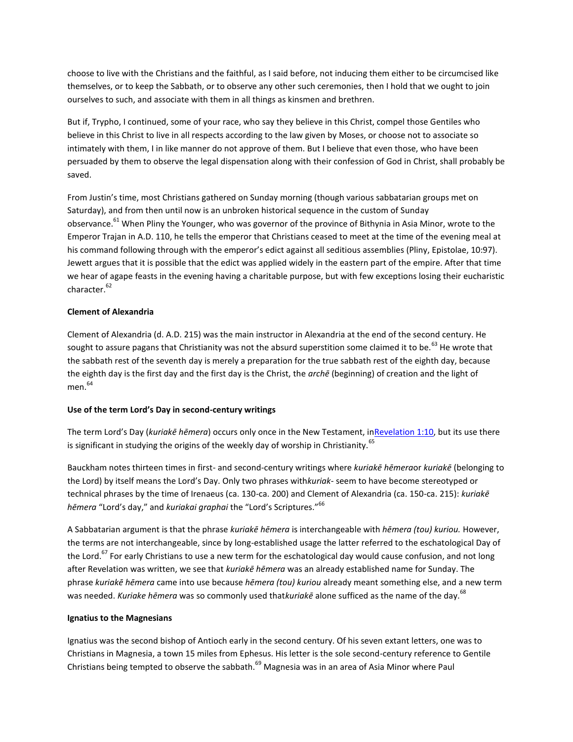choose to live with the Christians and the faithful, as I said before, not inducing them either to be circumcised like themselves, or to keep the Sabbath, or to observe any other such ceremonies, then I hold that we ought to join ourselves to such, and associate with them in all things as kinsmen and brethren.

But if, Trypho, I continued, some of your race, who say they believe in this Christ, compel those Gentiles who believe in this Christ to live in all respects according to the law given by Moses, or choose not to associate so intimately with them, I in like manner do not approve of them. But I believe that even those, who have been persuaded by them to observe the legal dispensation along with their confession of God in Christ, shall probably be saved.

From Justin's time, most Christians gathered on Sunday morning (though various sabbatarian groups met on Saturday), and from then until now is an unbroken historical sequence in the custom of Sunday observance.[61] When Pliny the Younger, who was governor of the province of Bithynia in Asia Minor, wrote to the Emperor Trajan in A.D. 110, he tells the emperor that Christians ceased to meet at the time of the evening meal at his command following through with the emperor's edict against all seditious assemblies (Pliny, Epistolae, 10:97). Jewett argues that it is possible that the edict was applied widely in the eastern part of the empire. After that time we hear of agape feasts in the evening having a charitable purpose, but with few exceptions losing their eucharistic character.[62]

**Clement of Alexandria**

Clement of Alexandria (d. A.D. 215) was the main instructor in Alexandria at the end of the second century. He sought to assure pagans that Christianity was not the absurd superstition some claimed it to be.[63] He wrote that the sabbath rest of the seventh day is merely a preparation for the true sabbath rest of the eighth day, because the eighth day is the first day and the first day is the Christ, the *archē* (beginning) of creation and the light of men.[64]

**Use of the term Lord's Day in second-century writings**

The term Lord's Day (*kuriakē hēmera*) occurs only once in the New Testament, in Revelation 1:10, but its use there is significant in studying the origins of the weekly day of worship in Christianity.[65]

Bauckham notes thirteen times in first- and second-century writings where *kuriakē hēmera* or *kuriakē* (belonging to the Lord) by itself means the Lord's Day. Only two phrases with *kuriak-* seem to have become stereotyped or technical phrases by the time of Irenaeus (ca. 130-ca. 200) and Clement of Alexandria (ca. 150-ca. 215): *kuriakē hēmera* "Lord's day," and *kuriakai graphai* the "Lord's Scriptures."[66]

A Sabbatarian argument is that the phrase *kuriakē hēmera* is interchangeable with *hēmera (tou) kuriou.* However, the terms are not interchangeable, since by long-established usage the latter referred to the eschatological Day of the Lord.[67] For early Christians to use a new term for the eschatological day would cause confusion, and not long after Revelation was written, we see that *kuriakē hēmera* was an already established name for Sunday. The phrase *kuriakē hēmera* came into use because *hēmera (tou) kuriou* already meant something else, and a new term was needed. *Kuriake hēmera* was so commonly used that *kuriakē* alone sufficed as the name of the day.[68]

**Ignatius to the Magnesians**

Ignatius was the second bishop of Antioch early in the second century. Of his seven extant letters, one was to Christians in Magnesia, a town 15 miles from Ephesus. His letter is the sole second-century reference to Gentile Christians being tempted to observe the sabbath.[69] Magnesia was in an area of Asia Minor where Paul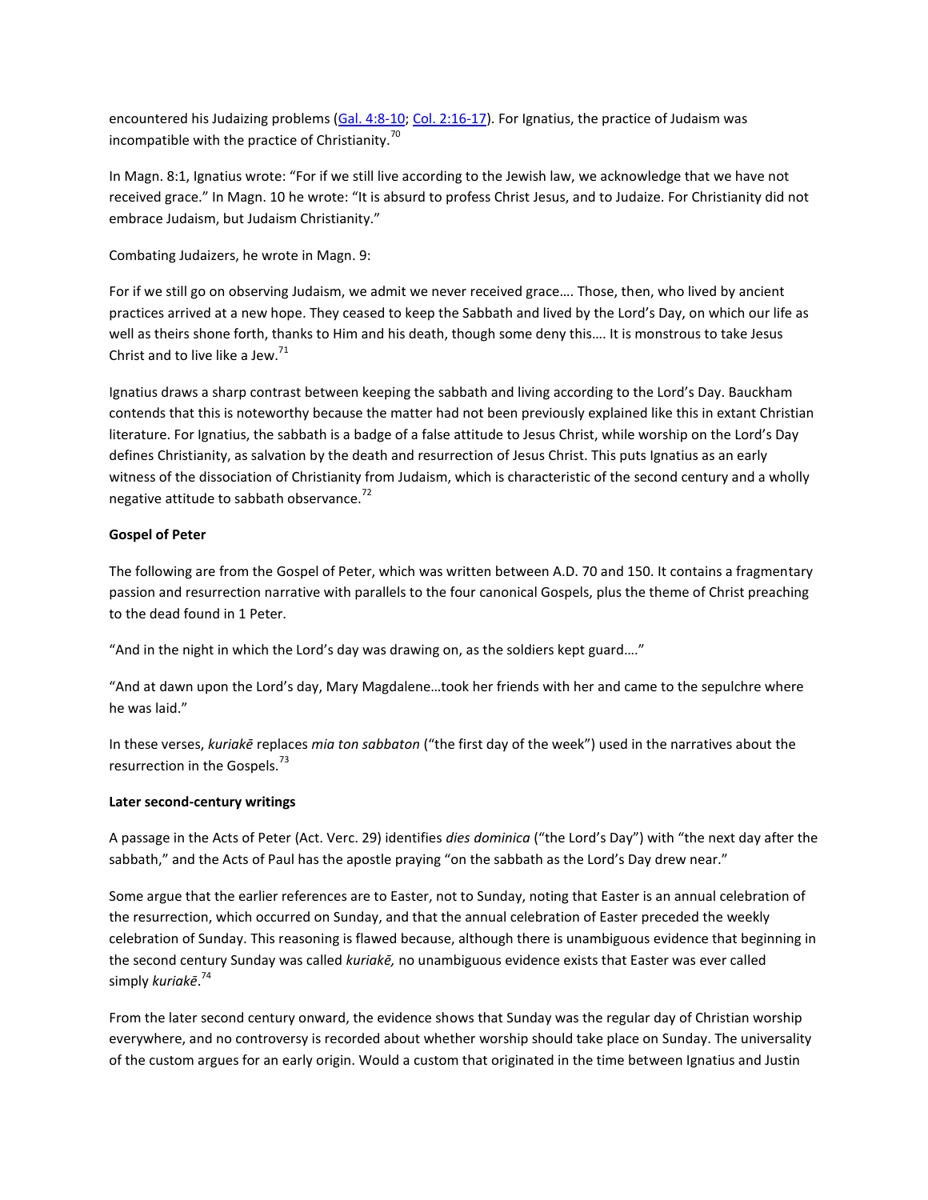encountered his Judaizing problems (Gal. 4:8-10; Col. 2:16-17). For Ignatius, the practice of Judaism was incompatible with the practice of Christianity.[70]

In Magn. 8:1, Ignatius wrote: "For if we still live according to the Jewish law, we acknowledge that we have not received grace." In Magn. 10 he wrote: "It is absurd to profess Christ Jesus, and to Judaize. For Christianity did not embrace Judaism, but Judaism Christianity."

Combating Judaizers, he wrote in Magn. 9:

For if we still go on observing Judaism, we admit we never received grace…. Those, then, who lived by ancient practices arrived at a new hope. They ceased to keep the Sabbath and lived by the Lord's Day, on which our life as well as theirs shone forth, thanks to Him and his death, though some deny this…. It is monstrous to take Jesus Christ and to live like a Jew.[71]

Ignatius draws a sharp contrast between keeping the sabbath and living according to the Lord's Day. Bauckham contends that this is noteworthy because the matter had not been previously explained like this in extant Christian literature. For Ignatius, the sabbath is a badge of a false attitude to Jesus Christ, while worship on the Lord's Day defines Christianity, as salvation by the death and resurrection of Jesus Christ. This puts Ignatius as an early witness of the dissociation of Christianity from Judaism, which is characteristic of the second century and a wholly negative attitude to sabbath observance.[72]

**Gospel of Peter**

The following are from the Gospel of Peter, which was written between A.D. 70 and 150. It contains a fragmentary passion and resurrection narrative with parallels to the four canonical Gospels, plus the theme of Christ preaching to the dead found in 1 Peter.

"And in the night in which the Lord's day was drawing on, as the soldiers kept guard…."

"And at dawn upon the Lord's day, Mary Magdalene…took her friends with her and came to the sepulchre where he was laid."

In these verses, *kuriakē* replaces *mia ton sabbaton* ("the first day of the week") used in the narratives about the resurrection in the Gospels.[73]

**Later second-century writings**

A passage in the Acts of Peter (Act. Verc. 29) identifies *dies dominica* ("the Lord's Day") with "the next day after the sabbath," and the Acts of Paul has the apostle praying "on the sabbath as the Lord's Day drew near."

Some argue that the earlier references are to Easter, not to Sunday, noting that Easter is an annual celebration of the resurrection, which occurred on Sunday, and that the annual celebration of Easter preceded the weekly celebration of Sunday. This reasoning is flawed because, although there is unambiguous evidence that beginning in the second century Sunday was called *kuriakē,* no unambiguous evidence exists that Easter was ever called simply *kuriakē*.[74]

From the later second century onward, the evidence shows that Sunday was the regular day of Christian worship everywhere, and no controversy is recorded about whether worship should take place on Sunday. The universality of the custom argues for an early origin. Would a custom that originated in the time between Ignatius and Justin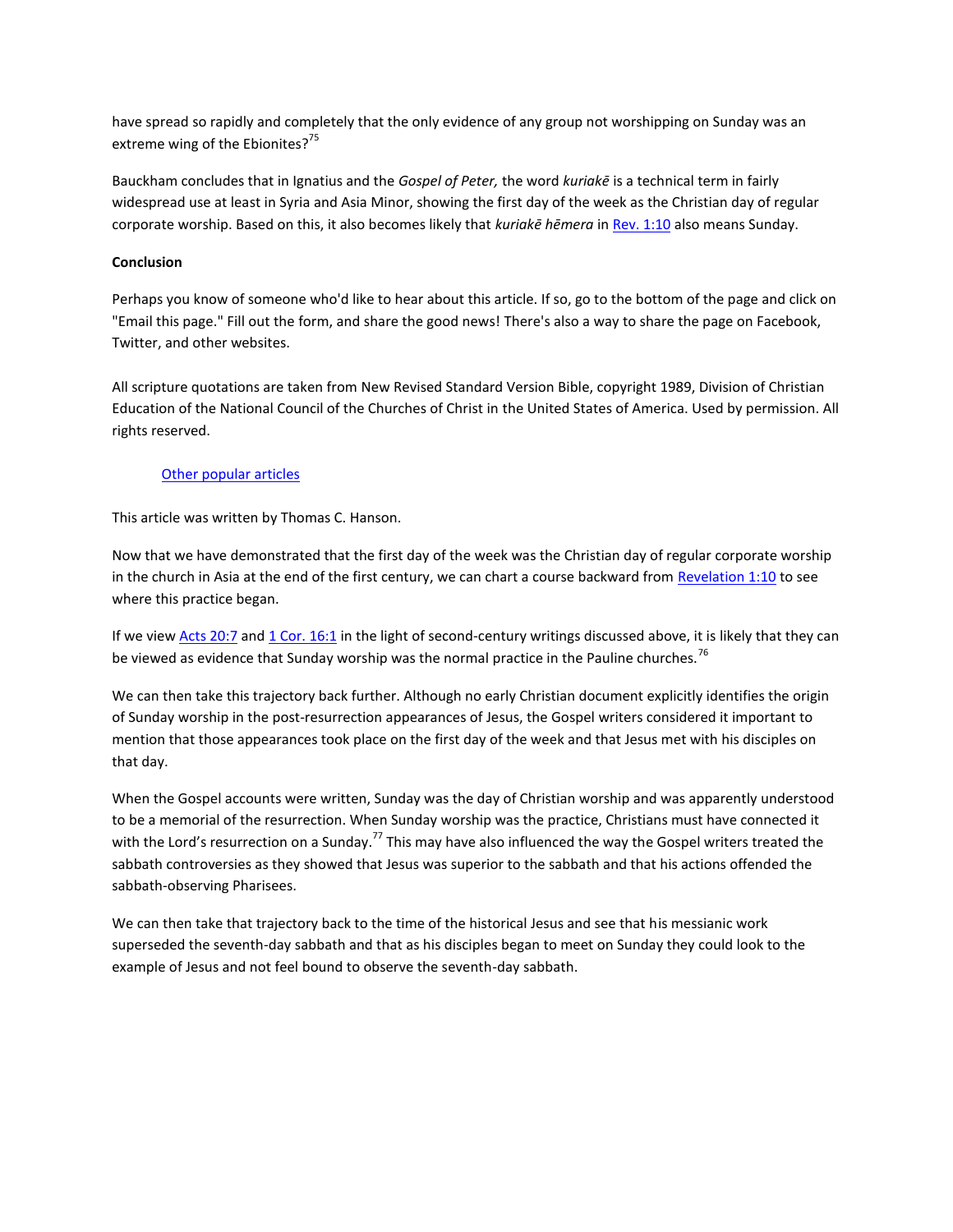have spread so rapidly and completely that the only evidence of any group not worshipping on Sunday was an extreme wing of the Ebionites?[75]

Bauckham concludes that in Ignatius and the *Gospel of Peter,* the word *kuriakē* is a technical term in fairly widespread use at least in Syria and Asia Minor, showing the first day of the week as the Christian day of regular corporate worship. Based on this, it also becomes likely that *kuriakē hēmera* in Rev. 1:10 also means Sunday.

**Conclusion**

Perhaps you know of someone who'd like to hear about this article. If so, go to the bottom of the page and click on "Email this page." Fill out the form, and share the good news! There's also a way to share the page on Facebook, Twitter, and other websites.

All scripture quotations are taken from New Revised Standard Version Bible, copyright 1989, Division of Christian Education of the National Council of the Churches of Christ in the United States of America. Used by permission. All rights reserved.

Other popular articles

This article was written by Thomas C. Hanson.

Now that we have demonstrated that the first day of the week was the Christian day of regular corporate worship in the church in Asia at the end of the first century, we can chart a course backward from Revelation 1:10 to see where this practice began.

If we view Acts 20:7 and 1 Cor. 16:1 in the light of second-century writings discussed above, it is likely that they can be viewed as evidence that Sunday worship was the normal practice in the Pauline churches.[76]

We can then take this trajectory back further. Although no early Christian document explicitly identifies the origin of Sunday worship in the post-resurrection appearances of Jesus, the Gospel writers considered it important to mention that those appearances took place on the first day of the week and that Jesus met with his disciples on that day.

When the Gospel accounts were written, Sunday was the day of Christian worship and was apparently understood to be a memorial of the resurrection. When Sunday worship was the practice, Christians must have connected it with the Lord's resurrection on a Sunday.[77] This may have also influenced the way the Gospel writers treated the sabbath controversies as they showed that Jesus was superior to the sabbath and that his actions offended the sabbath-observing Pharisees.

We can then take that trajectory back to the time of the historical Jesus and see that his messianic work superseded the seventh-day sabbath and that as his disciples began to meet on Sunday they could look to the example of Jesus and not feel bound to observe the seventh-day sabbath.